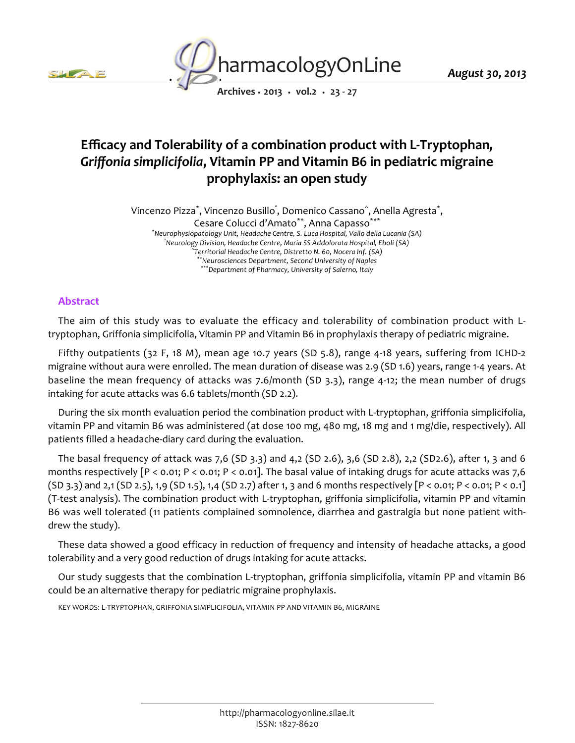# Efficacy and Tolerability of a combination product with L-Tryptophan, *Griffonia simplicifolia*, Vitamin PP and Vitamin B6 in pediatric migraine prophylaxis: an open study

Vincenzo Pizza[*], Vincenzo Busillo[°], Domenico Cassano[^], Anella Agresta[*], Cesare Colucci d'Amato[**], Anna Capasso[***]

[*]Neurophysiopatology Unit, Headache Centre, S. Luca Hospital, Vallo della Lucania (SA)
[°]Neurology Division, Headache Centre, Maria SS Addolorata Hospital, Eboli (SA)
[^]Territorial Headache Centre, Distretto N. 60, Nocera Inf. (SA)
[**]Neurosciences Department, Second University of Naples
[***]Department of Pharmacy, University of Salerno, Italy

## Abstract

The aim of this study was to evaluate the efficacy and tolerability of combination product with L-tryptophan, Griffonia simplicifolia, Vitamin PP and Vitamin B6 in prophylaxis therapy of pediatric migraine.

Fifthy outpatients (32 F, 18 M), mean age 10.7 years (SD 5.8), range 4-18 years, suffering from ICHD-2 migraine without aura were enrolled. The mean duration of disease was 2.9 (SD 1.6) years, range 1-4 years. At baseline the mean frequency of attacks was 7.6/month (SD 3.3), range 4-12; the mean number of drugs intaking for acute attacks was 6.6 tablets/month (SD 2.2).

During the six month evaluation period the combination product with L-tryptophan, griffonia simplicifolia, vitamin PP and vitamin B6 was administered (at dose 100 mg, 480 mg, 18 mg and 1 mg/die, respectively). All patients filled a headache-diary card during the evaluation.

The basal frequency of attack was 7,6 (SD 3.3) and 4,2 (SD 2.6), 3,6 (SD 2.8), 2,2 (SD2.6), after 1, 3 and 6 months respectively [$P < 0.01$; $P < 0.01$; $P < 0.01$]. The basal value of intaking drugs for acute attacks was 7,6 (SD 3.3) and 2,1 (SD 2.5), 1,9 (SD 1.5), 1,4 (SD 2.7) after 1, 3 and 6 months respectively [$P < 0.01$; $P < 0.01$; $P < 0.1$] (T-test analysis). The combination product with L-tryptophan, griffonia simplicifolia, vitamin PP and vitamin B6 was well tolerated (11 patients complained somnolence, diarrhea and gastralgia but none patient withdrew the study).

These data showed a good efficacy in reduction of frequency and intensity of headache attacks, a good tolerability and a very good reduction of drugs intaking for acute attacks.

Our study suggests that the combination L-tryptophan, griffonia simplicifolia, vitamin PP and vitamin B6 could be an alternative therapy for pediatric migraine prophylaxis.

KEY WORDS: L-TRYPTOPHAN, GRIFFONIA SIMPLICIFOLIA, VITAMIN PP AND VITAMIN B6, MIGRAINE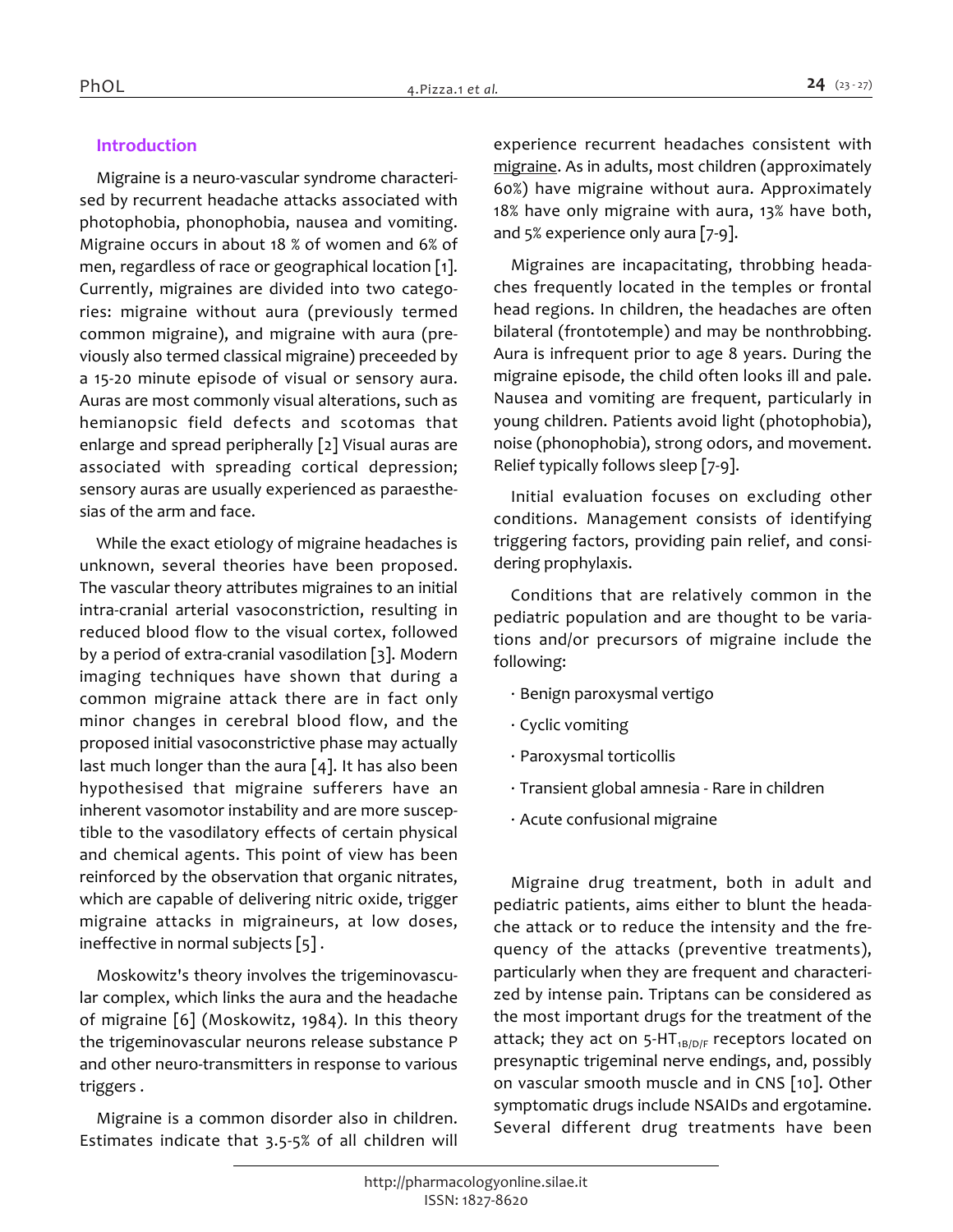## Introduction

Migraine is a neuro-vascular syndrome characterised by recurrent headache attacks associated with photophobia, phonophobia, nausea and vomiting. Migraine occurs in about 18 % of women and 6% of men, regardless of race or geographical location [1]. Currently, migraines are divided into two categories: migraine without aura (previously termed common migraine), and migraine with aura (previously also termed classical migraine) preceeded by a 15-20 minute episode of visual or sensory aura. Auras are most commonly visual alterations, such as hemianopsic field defects and scotomas that enlarge and spread peripherally [2] Visual auras are associated with spreading cortical depression; sensory auras are usually experienced as paraesthesias of the arm and face.

While the exact etiology of migraine headaches is unknown, several theories have been proposed. The vascular theory attributes migraines to an initial intra-cranial arterial vasoconstriction, resulting in reduced blood flow to the visual cortex, followed by a period of extra-cranial vasodilation [3]. Modern imaging techniques have shown that during a common migraine attack there are in fact only minor changes in cerebral blood flow, and the proposed initial vasoconstrictive phase may actually last much longer than the aura [4]. It has also been hypothesised that migraine sufferers have an inherent vasomotor instability and are more susceptible to the vasodilatory effects of certain physical and chemical agents. This point of view has been reinforced by the observation that organic nitrates, which are capable of delivering nitric oxide, trigger migraine attacks in migraineurs, at low doses, ineffective in normal subjects [5] .

Moskowitz's theory involves the trigeminovascular complex, which links the aura and the headache of migraine [6] (Moskowitz, 1984). In this theory the trigeminovascular neurons release substance P and other neuro-transmitters in response to various triggers .

Migraine is a common disorder also in children. Estimates indicate that 3.5-5% of all children will experience recurrent headaches consistent with migraine. As in adults, most children (approximately 60%) have migraine without aura. Approximately 18% have only migraine with aura, 13% have both, and 5% experience only aura [7-9].

Migraines are incapacitating, throbbing headaches frequently located in the temples or frontal head regions. In children, the headaches are often bilateral (frontotemple) and may be nonthrobbing. Aura is infrequent prior to age 8 years. During the migraine episode, the child often looks ill and pale. Nausea and vomiting are frequent, particularly in young children. Patients avoid light (photophobia), noise (phonophobia), strong odors, and movement. Relief typically follows sleep [7-9].

Initial evaluation focuses on excluding other conditions. Management consists of identifying triggering factors, providing pain relief, and considering prophylaxis.

Conditions that are relatively common in the pediatric population and are thought to be variations and/or precursors of migraine include the following:

- Benign paroxysmal vertigo
- Cyclic vomiting
- Paroxysmal torticollis
- Transient global amnesia - Rare in children
- Acute confusional migraine

Migraine drug treatment, both in adult and pediatric patients, aims either to blunt the headache attack or to reduce the intensity and the frequency of the attacks (preventive treatments), particularly when they are frequent and characterized by intense pain. Triptans can be considered as the most important drugs for the treatment of the attack; they act on 5-HT$_{1B/D/F}$ receptors located on presynaptic trigeminal nerve endings, and, possibly on vascular smooth muscle and in CNS [10]. Other symptomatic drugs include NSAIDs and ergotamine. Several different drug treatments have been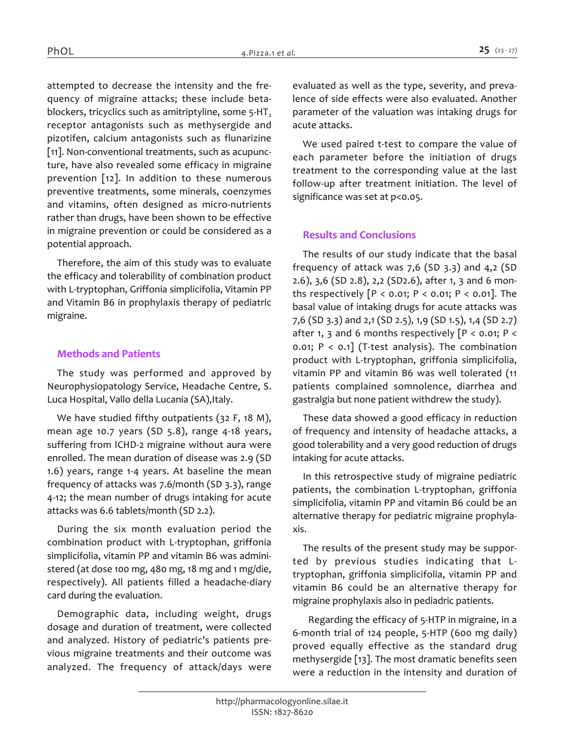attempted to decrease the intensity and the frequency of migraine attacks; these include beta-blockers, tricyclics such as amitriptyline, some 5-$HT_2$ receptor antagonists such as methysergide and pizotifen, calcium antagonists such as flunarizine [11]. Non-conventional treatments, such as acupuncture, have also revealed some efficacy in migraine prevention [12]. In addition to these numerous preventive treatments, some minerals, coenzymes and vitamins, often designed as micro-nutrients rather than drugs, have been shown to be effective in migraine prevention or could be considered as a potential approach.

Therefore, the aim of this study was to evaluate the efficacy and tolerability of combination product with L-tryptophan, Griffonia simplicifolia, Vitamin PP and Vitamin B6 in prophylaxis therapy of pediatric migraine.

## Methods and Patients

The study was performed and approved by Neurophysiopatology Service, Headache Centre, S. Luca Hospital, Vallo della Lucania (SA),Italy.

We have studied fifthy outpatients (32 F, 18 M), mean age 10.7 years (SD 5.8), range 4-18 years, suffering from ICHD-2 migraine without aura were enrolled. The mean duration of disease was 2.9 (SD 1.6) years, range 1-4 years. At baseline the mean frequency of attacks was 7.6/month (SD 3.3), range 4-12; the mean number of drugs intaking for acute attacks was 6.6 tablets/month (SD 2.2).

During the six month evaluation period the combination product with L-tryptophan, griffonia simplicifolia, vitamin PP and vitamin B6 was administered (at dose 100 mg, 480 mg, 18 mg and 1 mg/die, respectively). All patients filled a headache-diary card during the evaluation.

Demographic data, including weight, drugs dosage and duration of treatment, were collected and analyzed. History of pediatric's patients previous migraine treatments and their outcome was analyzed. The frequency of attack/days were evaluated as well as the type, severity, and prevalence of side effects were also evaluated. Another parameter of the valuation was intaking drugs for acute attacks.

We used paired t-test to compare the value of each parameter before the initiation of drugs treatment to the corresponding value at the last follow-up after treatment initiation. The level of significance was set at $p<0.05$.

## Results and Conclusions

The results of our study indicate that the basal frequency of attack was 7,6 (SD 3.3) and 4,2 (SD 2.6), 3,6 (SD 2.8), 2,2 (SD2.6), after 1, 3 and 6 months respectively [$P < 0.01$; $P < 0.01$; $P < 0.01$]. The basal value of intaking drugs for acute attacks was 7,6 (SD 3.3) and 2,1 (SD 2.5), 1,9 (SD 1.5), 1,4 (SD 2.7) after 1, 3 and 6 months respectively [$P < 0.01$; $P < 0.01$; $P < 0.1$] (T-test analysis). The combination product with L-tryptophan, griffonia simplicifolia, vitamin PP and vitamin B6 was well tolerated (11 patients complained somnolence, diarrhea and gastralgia but none patient withdrew the study).

These data showed a good efficacy in reduction of frequency and intensity of headache attacks, a good tolerability and a very good reduction of drugs intaking for acute attacks.

In this retrospective study of migraine pediatric patients, the combination L-tryptophan, griffonia simplicifolia, vitamin PP and vitamin B6 could be an alternative therapy for pediatric migraine prophylaxis.

The results of the present study may be supported by previous studies indicating that L-tryptophan, griffonia simplicifolia, vitamin PP and vitamin B6 could be an alternative therapy for migraine prophylaxis also in pediadric patients.

Regarding the efficacy of 5-HTP in migraine, in a 6-month trial of 124 people, 5-HTP (600 mg daily) proved equally effective as the standard drug methysergide [13]. The most dramatic benefits seen were a reduction in the intensity and duration of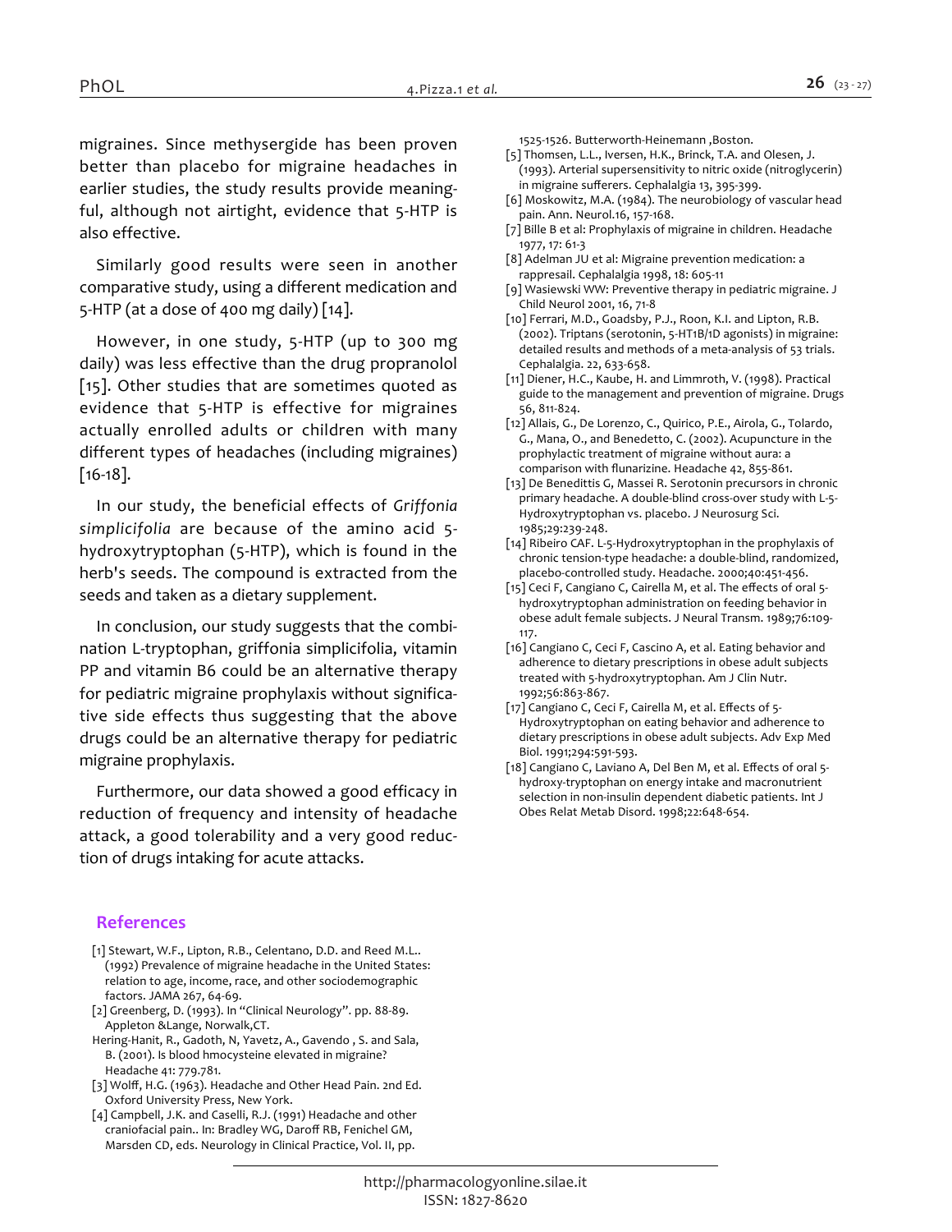migraines. Since methysergide has been proven better than placebo for migraine headaches in earlier studies, the study results provide meaningful, although not airtight, evidence that 5-HTP is also effective.

Similarly good results were seen in another comparative study, using a different medication and 5-HTP (at a dose of 400 mg daily) [14].

However, in one study, 5-HTP (up to 300 mg daily) was less effective than the drug propranolol [15]. Other studies that are sometimes quoted as evidence that 5-HTP is effective for migraines actually enrolled adults or children with many different types of headaches (including migraines) [16-18].

In our study, the beneficial effects of *Griffonia simplicifolia* are because of the amino acid 5-hydroxytryptophan (5-HTP), which is found in the herb's seeds. The compound is extracted from the seeds and taken as a dietary supplement.

In conclusion, our study suggests that the combination L-tryptophan, griffonia simplicifolia, vitamin PP and vitamin B6 could be an alternative therapy for pediatric migraine prophylaxis without significative side effects thus suggesting that the above drugs could be an alternative therapy for pediatric migraine prophylaxis.

Furthermore, our data showed a good efficacy in reduction of frequency and intensity of headache attack, a good tolerability and a very good reduction of drugs intaking for acute attacks.

## References

[1] Stewart, W.F., Lipton, R.B., Celentano, D.D. and Reed M.L.. (1992) Prevalence of migraine headache in the United States: relation to age, income, race, and other sociodemographic factors. JAMA 267, 64-69.

[2] Greenberg, D. (1993). In "Clinical Neurology". pp. 88-89. Appleton &Lange, Norwalk,CT.

Hering-Hanit, R., Gadoth, N, Yavetz, A., Gavendo , S. and Sala, B. (2001). Is blood hmocysteine elevated in migraine? Headache 41: 779.781.

[3] Wolff, H.G. (1963). Headache and Other Head Pain. 2nd Ed. Oxford University Press, New York.

[4] Campbell, J.K. and Caselli, R.J. (1991) Headache and other craniofacial pain.. In: Bradley WG, Daroff RB, Fenichel GM, Marsden CD, eds. Neurology in Clinical Practice, Vol. II, pp. 1525-1526. Butterworth-Heinemann ,Boston.

[5] Thomsen, L.L., Iversen, H.K., Brinck, T.A. and Olesen, J. (1993). Arterial supersensitivity to nitric oxide (nitroglycerin) in migraine sufferers. Cephalalgia 13, 395-399.

[6] Moskowitz, M.A. (1984). The neurobiology of vascular head pain. Ann. Neurol.16, 157-168.

[7] Bille B et al: Prophylaxis of migraine in children. Headache 1977, 17: 61-3

[8] Adelman JU et al: Migraine prevention medication: a rappresail. Cephalalgia 1998, 18: 605-11

[9] Wasiewski WW: Preventive therapy in pediatric migraine. J Child Neurol 2001, 16, 71-8

[10] Ferrari, M.D., Goadsby, P.J., Roon, K.I. and Lipton, R.B. (2002). Triptans (serotonin, 5-HT1B/1D agonists) in migraine: detailed results and methods of a meta-analysis of 53 trials. Cephalalgia. 22, 633-658.

[11] Diener, H.C., Kaube, H. and Limmroth, V. (1998). Practical guide to the management and prevention of migraine. Drugs 56, 811-824.

[12] Allais, G., De Lorenzo, C., Quirico, P.E., Airola, G., Tolardo, G., Mana, O., and Benedetto, C. (2002). Acupuncture in the prophylactic treatment of migraine without aura: a comparison with flunarizine. Headache 42, 855-861.

[13] De Benedittis G, Massei R. Serotonin precursors in chronic primary headache. A double-blind cross-over study with L-5-Hydroxytryptophan vs. placebo. J Neurosurg Sci. 1985;29:239-248.

[14] Ribeiro CAF. L-5-Hydroxytryptophan in the prophylaxis of chronic tension-type headache: a double-blind, randomized, placebo-controlled study. Headache. 2000;40:451-456.

[15] Ceci F, Cangiano C, Cairella M, et al. The effects of oral 5-hydroxytryptophan administration on feeding behavior in obese adult female subjects. J Neural Transm. 1989;76:109-117.

[16] Cangiano C, Ceci F, Cascino A, et al. Eating behavior and adherence to dietary prescriptions in obese adult subjects treated with 5-hydroxytryptophan. Am J Clin Nutr. 1992;56:863-867.

[17] Cangiano C, Ceci F, Cairella M, et al. Effects of 5-Hydroxytryptophan on eating behavior and adherence to dietary prescriptions in obese adult subjects. Adv Exp Med Biol. 1991;294:591-593.

[18] Cangiano C, Laviano A, Del Ben M, et al. Effects of oral 5-hydroxy-tryptophan on energy intake and macronutrient selection in non-insulin dependent diabetic patients. Int J Obes Relat Metab Disord. 1998;22:648-654.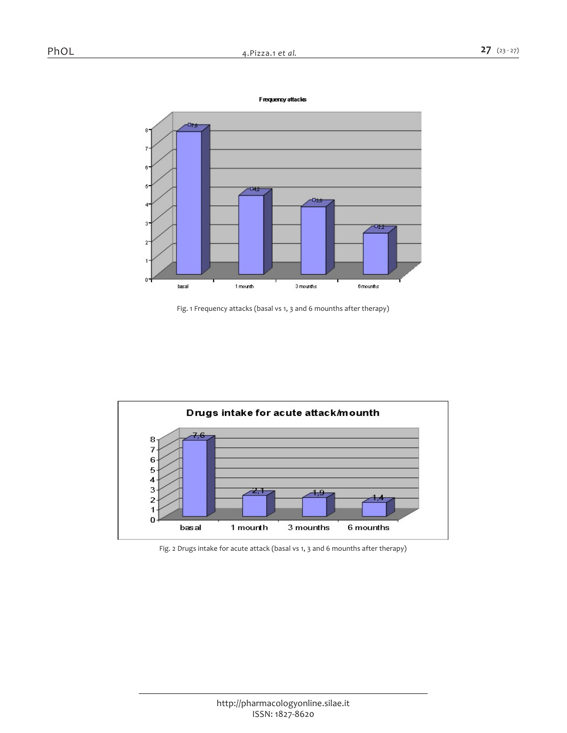Frequency attacks

8
7
6
5
4
3
2
1
0

7,6

4,2

3,6

2,2

basal

1 mounth

3 mounths

6 mounths

Fig. 1 Frequency attacks (basal vs 1, 3 and 6 mounths after therapy)

Drugs intake for acute attack/mounth

8
7
6
5
4
3
2
1
0

7,6

2,1

1,9

1,4

basal

1 mounth

3 mounths

6 mounths

Fig. 2 Drugs intake for acute attack (basal vs 1, 3 and 6 mounths after therapy)